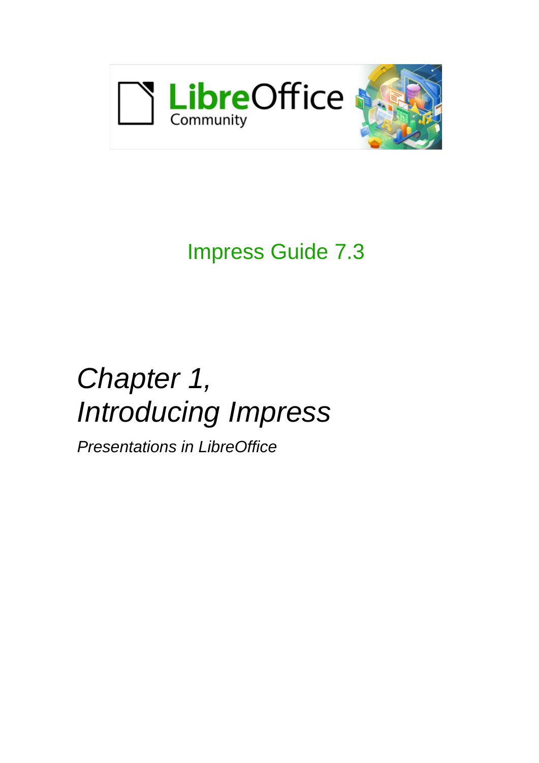Impress Guide 7.3

# *Chapter 1, Introducing Impress*

*Presentations in LibreOffice*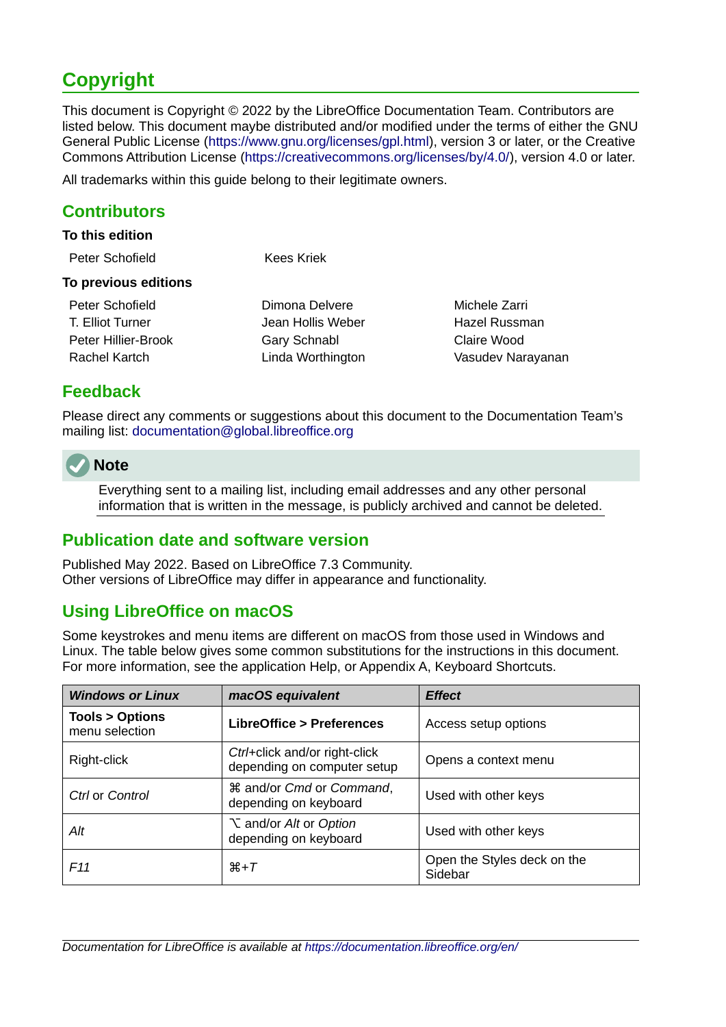# Copyright

This document is Copyright © 2022 by the LibreOffice Documentation Team. Contributors are listed below. This document maybe distributed and/or modified under the terms of either the GNU General Public License (https://www.gnu.org/licenses/gpl.html), version 3 or later, or the Creative Commons Attribution License (https://creativecommons.org/licenses/by/4.0/), version 4.0 or later.

All trademarks within this guide belong to their legitimate owners.

## Contributors

### To this edition

Peter Schofield
Kees Kriek

### To previous editions

Peter Schofield
T. Elliot Turner
Peter Hillier-Brook
Rachel Kartch
Dimona Delvere
Jean Hollis Weber
Gary Schnabl
Linda Worthington
Michele Zarri
Hazel Russman
Claire Wood
Vasudev Narayanan

## Feedback

Please direct any comments or suggestions about this document to the Documentation Team's mailing list: documentation@global.libreoffice.org

**Note**

Everything sent to a mailing list, including email addresses and any other personal information that is written in the message, is publicly archived and cannot be deleted.

## Publication date and software version

Published May 2022. Based on LibreOffice 7.3 Community.
Other versions of LibreOffice may differ in appearance and functionality.

## Using LibreOffice on macOS

Some keystrokes and menu items are different on macOS from those used in Windows and Linux. The table below gives some common substitutions for the instructions in this document. For more information, see the application Help, or Appendix A, Keyboard Shortcuts.

| *Windows or Linux* | *macOS equivalent* | *Effect* |
|---|---|---|
| **Tools > Options** menu selection | **LibreOffice > Preferences** | Access setup options |
| Right-click | *Ctrl*+click and/or right-click depending on computer setup | Opens a context menu |
| *Ctrl* or *Control* | ⌘ and/or *Cmd* or *Command*, depending on keyboard | Used with other keys |
| *Alt* | ⌥ and/or *Alt* or *Option* depending on keyboard | Used with other keys |
| *F11* | ⌘+*T* | Open the Styles deck on the Sidebar |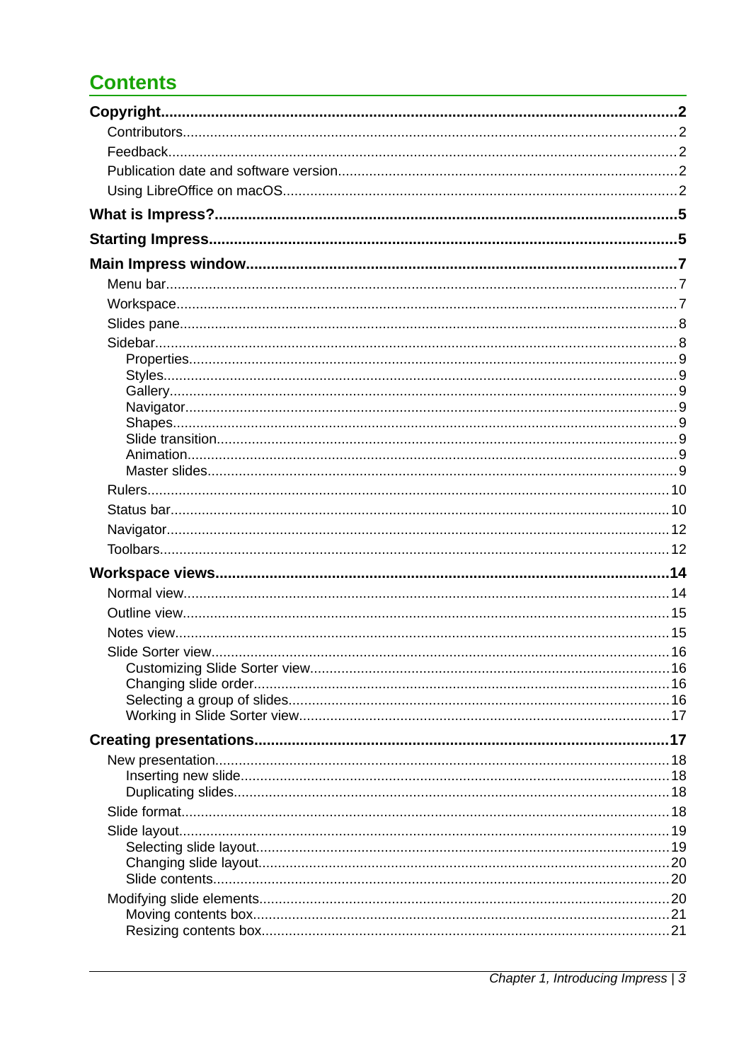# Contents

**Copyright..................................................2**

- Contributors..................................................2
- Feedback..................................................2
- Publication date and software version..................................................2
- Using LibreOffice on macOS..................................................2

**What is Impress?..................................................5**

**Starting Impress..................................................5**

**Main Impress window..................................................7**

- Menu bar..................................................7
- Workspace..................................................7
- Slides pane..................................................8
- Sidebar..................................................8
  - Properties..................................................9
  - Styles..................................................9
  - Gallery..................................................9
  - Navigator..................................................9
  - Shapes..................................................9
  - Slide transition..................................................9
  - Animation..................................................9
  - Master slides..................................................9
- Rulers..................................................10
- Status bar..................................................10
- Navigator..................................................12
- Toolbars..................................................12

**Workspace views..................................................14**

- Normal view..................................................14
- Outline view..................................................15
- Notes view..................................................15
- Slide Sorter view..................................................16
  - Customizing Slide Sorter view..................................................16
  - Changing slide order..................................................16
  - Selecting a group of slides..................................................16
  - Working in Slide Sorter view..................................................17

**Creating presentations..................................................17**

- New presentation..................................................18
  - Inserting new slide..................................................18
  - Duplicating slides..................................................18
- Slide format..................................................18
- Slide layout..................................................19
  - Selecting slide layout..................................................19
  - Changing slide layout..................................................20
  - Slide contents..................................................20
- Modifying slide elements..................................................20
  - Moving contents box..................................................21
  - Resizing contents box..................................................21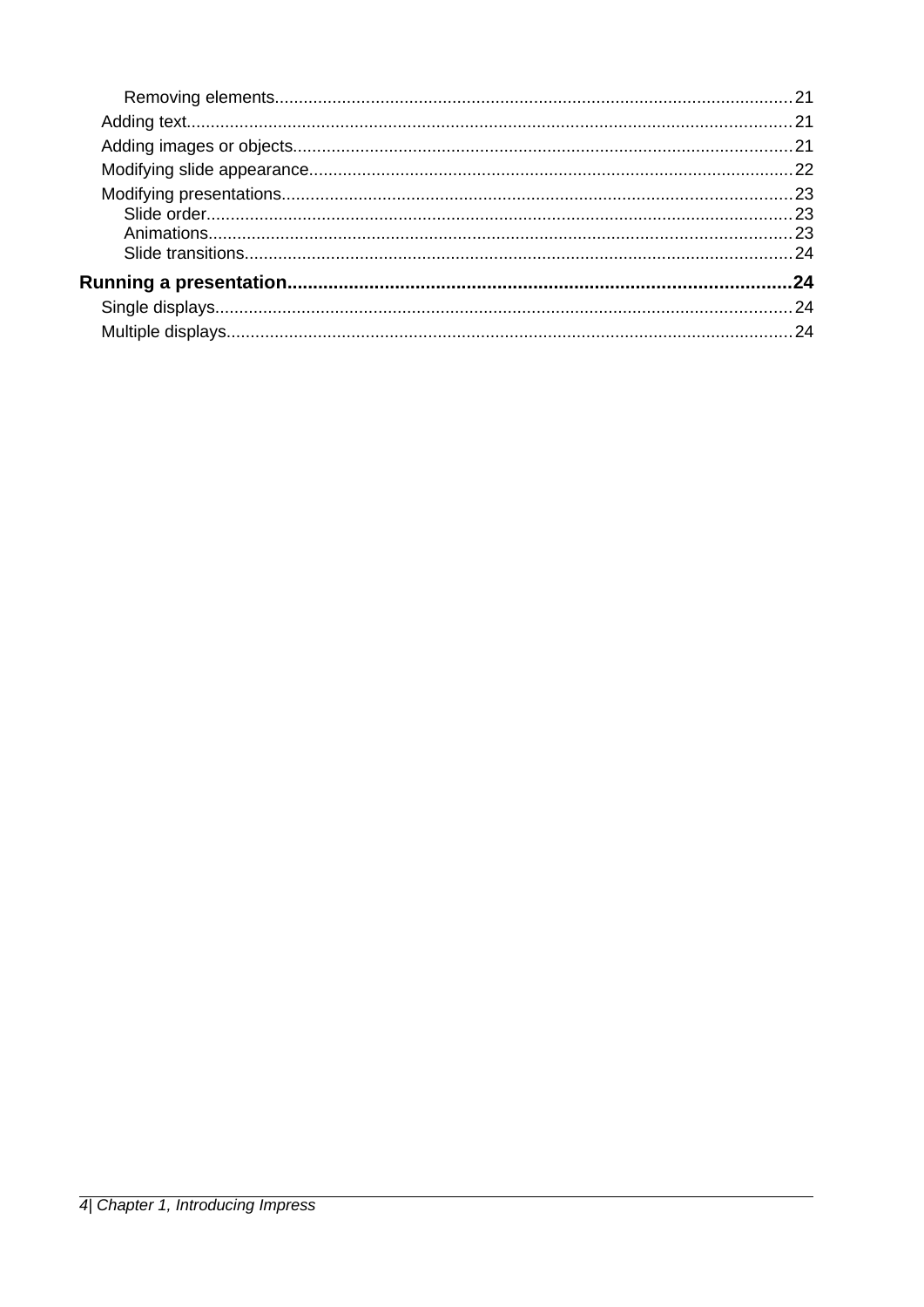Removing elements........................................................................................................21

Adding text.......................................................................................................................21

Adding images or objects..................................................................................................21

Modifying slide appearance...............................................................................................22

Modifying presentations....................................................................................................23

Slide order....................................................................................................................23

Animations....................................................................................................................23

Slide transitions.............................................................................................................24

**Running a presentation..........................................................................................24**

Single displays..................................................................................................................24

Multiple displays...............................................................................................................24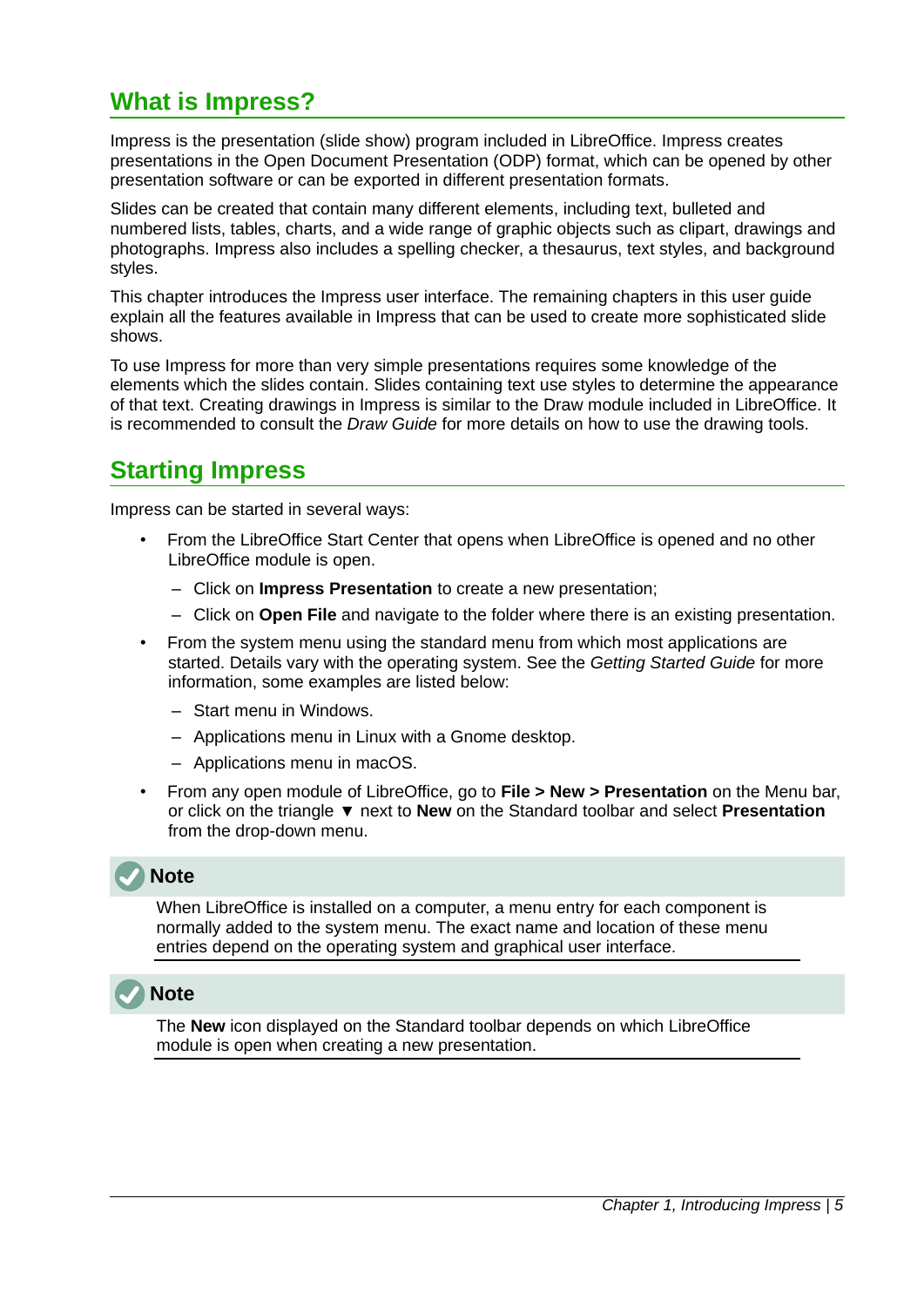## What is Impress?

Impress is the presentation (slide show) program included in LibreOffice. Impress creates presentations in the Open Document Presentation (ODP) format, which can be opened by other presentation software or can be exported in different presentation formats.

Slides can be created that contain many different elements, including text, bulleted and numbered lists, tables, charts, and a wide range of graphic objects such as clipart, drawings and photographs. Impress also includes a spelling checker, a thesaurus, text styles, and background styles.

This chapter introduces the Impress user interface. The remaining chapters in this user guide explain all the features available in Impress that can be used to create more sophisticated slide shows.

To use Impress for more than very simple presentations requires some knowledge of the elements which the slides contain. Slides containing text use styles to determine the appearance of that text. Creating drawings in Impress is similar to the Draw module included in LibreOffice. It is recommended to consult the *Draw Guide* for more details on how to use the drawing tools.

## Starting Impress

Impress can be started in several ways:

- From the LibreOffice Start Center that opens when LibreOffice is opened and no other LibreOffice module is open.
  - Click on **Impress Presentation** to create a new presentation;
  - Click on **Open File** and navigate to the folder where there is an existing presentation.
- From the system menu using the standard menu from which most applications are started. Details vary with the operating system. See the *Getting Started Guide* for more information, some examples are listed below:
  - Start menu in Windows.
  - Applications menu in Linux with a Gnome desktop.
  - Applications menu in macOS.
- From any open module of LibreOffice, go to **File > New > Presentation** on the Menu bar, or click on the triangle ▼ next to **New** on the Standard toolbar and select **Presentation** from the drop-down menu.

**Note**

When LibreOffice is installed on a computer, a menu entry for each component is normally added to the system menu. The exact name and location of these menu entries depend on the operating system and graphical user interface.

**Note**

The **New** icon displayed on the Standard toolbar depends on which LibreOffice module is open when creating a new presentation.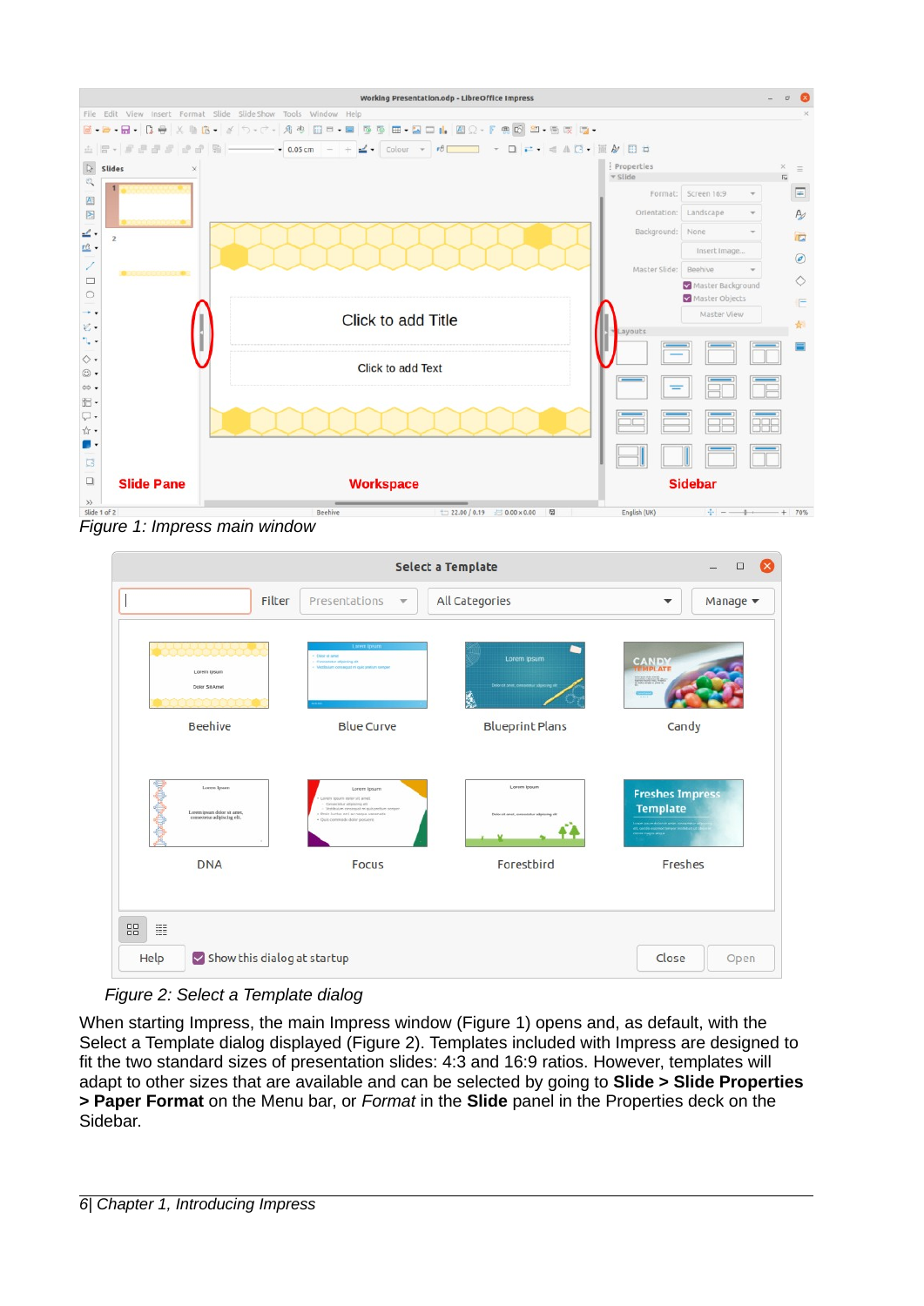*Figure 1: Impress main window*

*Figure 2: Select a Template dialog*

When starting Impress, the main Impress window (Figure 1) opens and, as default, with the Select a Template dialog displayed (Figure 2). Templates included with Impress are designed to fit the two standard sizes of presentation slides: 4:3 and 16:9 ratios. However, templates will adapt to other sizes that are available and can be selected by going to **Slide > Slide Properties > Paper Format** on the Menu bar, or *Format* in the **Slide** panel in the Properties deck on the Sidebar.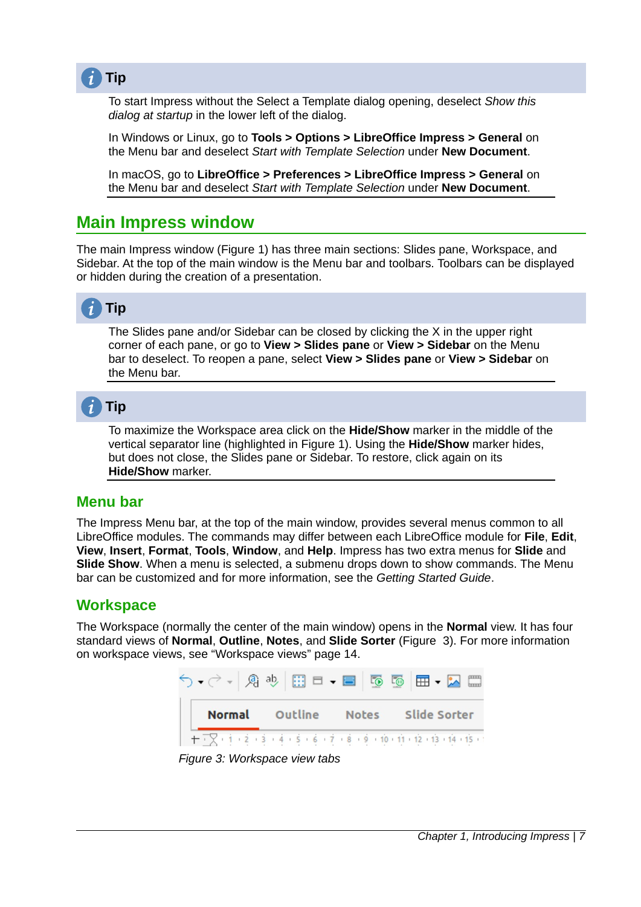**Tip**

To start Impress without the Select a Template dialog opening, deselect *Show this dialog at startup* in the lower left of the dialog.

In Windows or Linux, go to **Tools > Options > LibreOffice Impress > General** on the Menu bar and deselect *Start with Template Selection* under **New Document**.

In macOS, go to **LibreOffice > Preferences > LibreOffice Impress > General** on the Menu bar and deselect *Start with Template Selection* under **New Document**.

## Main Impress window

The main Impress window (Figure 1) has three main sections: Slides pane, Workspace, and Sidebar. At the top of the main window is the Menu bar and toolbars. Toolbars can be displayed or hidden during the creation of a presentation.

**Tip**

The Slides pane and/or Sidebar can be closed by clicking the X in the upper right corner of each pane, or go to **View > Slides pane** or **View > Sidebar** on the Menu bar to deselect. To reopen a pane, select **View > Slides pane** or **View > Sidebar** on the Menu bar.

**Tip**

To maximize the Workspace area click on the **Hide/Show** marker in the middle of the vertical separator line (highlighted in Figure 1). Using the **Hide/Show** marker hides, but does not close, the Slides pane or Sidebar. To restore, click again on its **Hide/Show** marker.

### Menu bar

The Impress Menu bar, at the top of the main window, provides several menus common to all LibreOffice modules. The commands may differ between each LibreOffice module for **File**, **Edit**, **View**, **Insert**, **Format**, **Tools**, **Window**, and **Help**. Impress has two extra menus for **Slide** and **Slide Show**. When a menu is selected, a submenu drops down to show commands. The Menu bar can be customized and for more information, see the *Getting Started Guide*.

### Workspace

The Workspace (normally the center of the main window) opens in the **Normal** view. It has four standard views of **Normal**, **Outline**, **Notes**, and **Slide Sorter** (Figure 3). For more information on workspace views, see “Workspace views” page 14.

*Figure 3: Workspace view tabs*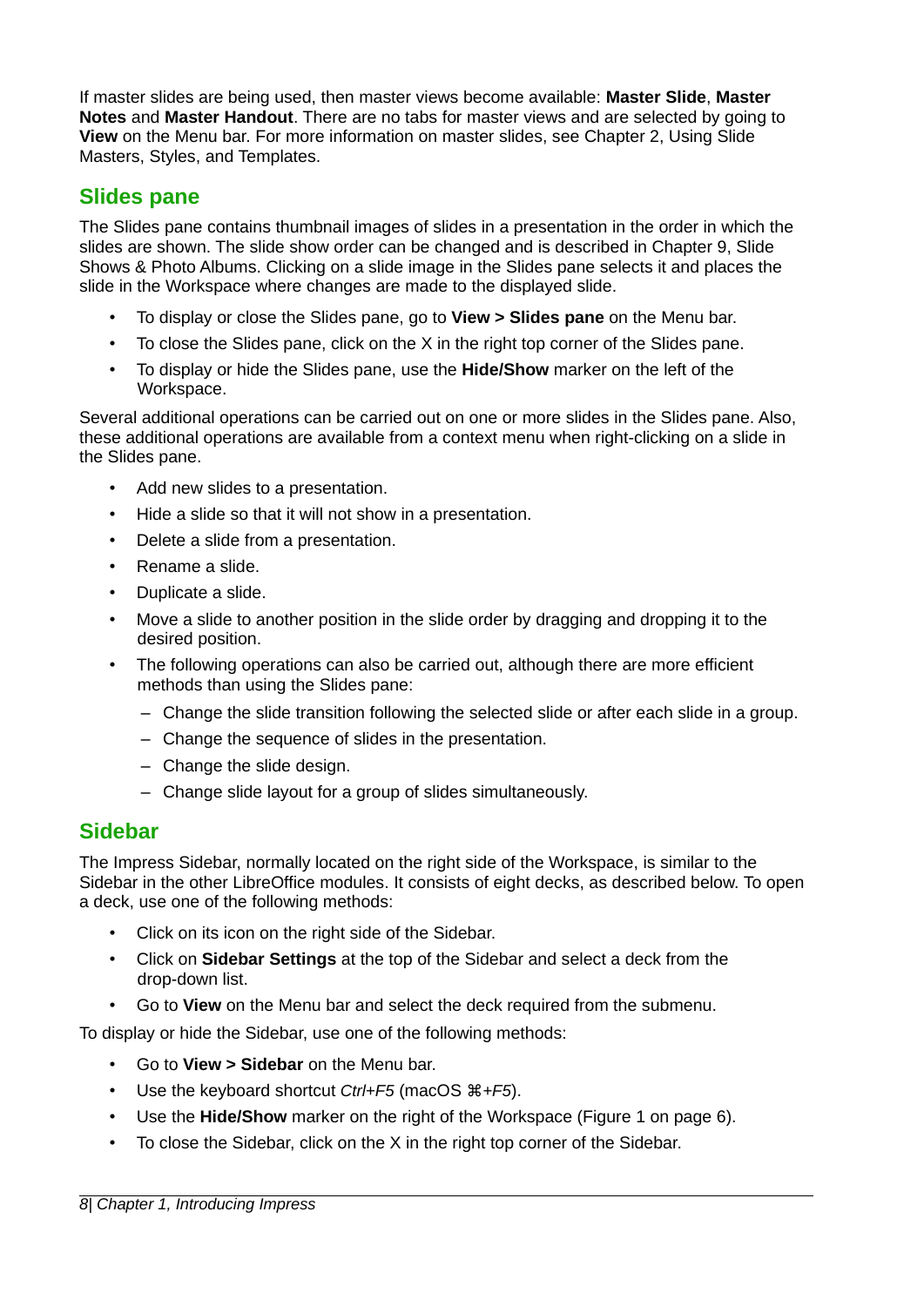If master slides are being used, then master views become available: **Master Slide**, **Master Notes** and **Master Handout**. There are no tabs for master views and are selected by going to **View** on the Menu bar. For more information on master slides, see Chapter 2, Using Slide Masters, Styles, and Templates.

## Slides pane

The Slides pane contains thumbnail images of slides in a presentation in the order in which the slides are shown. The slide show order can be changed and is described in Chapter 9, Slide Shows & Photo Albums. Clicking on a slide image in the Slides pane selects it and places the slide in the Workspace where changes are made to the displayed slide.

- To display or close the Slides pane, go to **View > Slides pane** on the Menu bar.
- To close the Slides pane, click on the X in the right top corner of the Slides pane.
- To display or hide the Slides pane, use the **Hide/Show** marker on the left of the Workspace.

Several additional operations can be carried out on one or more slides in the Slides pane. Also, these additional operations are available from a context menu when right-clicking on a slide in the Slides pane.

- Add new slides to a presentation.
- Hide a slide so that it will not show in a presentation.
- Delete a slide from a presentation.
- Rename a slide.
- Duplicate a slide.
- Move a slide to another position in the slide order by dragging and dropping it to the desired position.
- The following operations can also be carried out, although there are more efficient methods than using the Slides pane:
  - Change the slide transition following the selected slide or after each slide in a group.
  - Change the sequence of slides in the presentation.
  - Change the slide design.
  - Change slide layout for a group of slides simultaneously.

## Sidebar

The Impress Sidebar, normally located on the right side of the Workspace, is similar to the Sidebar in the other LibreOffice modules. It consists of eight decks, as described below. To open a deck, use one of the following methods:

- Click on its icon on the right side of the Sidebar.
- Click on **Sidebar Settings** at the top of the Sidebar and select a deck from the drop-down list.
- Go to **View** on the Menu bar and select the deck required from the submenu.

To display or hide the Sidebar, use one of the following methods:

- Go to **View > Sidebar** on the Menu bar.
- Use the keyboard shortcut *Ctrl+F5* (macOS *⌘+F5*).
- Use the **Hide/Show** marker on the right of the Workspace (Figure 1 on page 6).
- To close the Sidebar, click on the X in the right top corner of the Sidebar.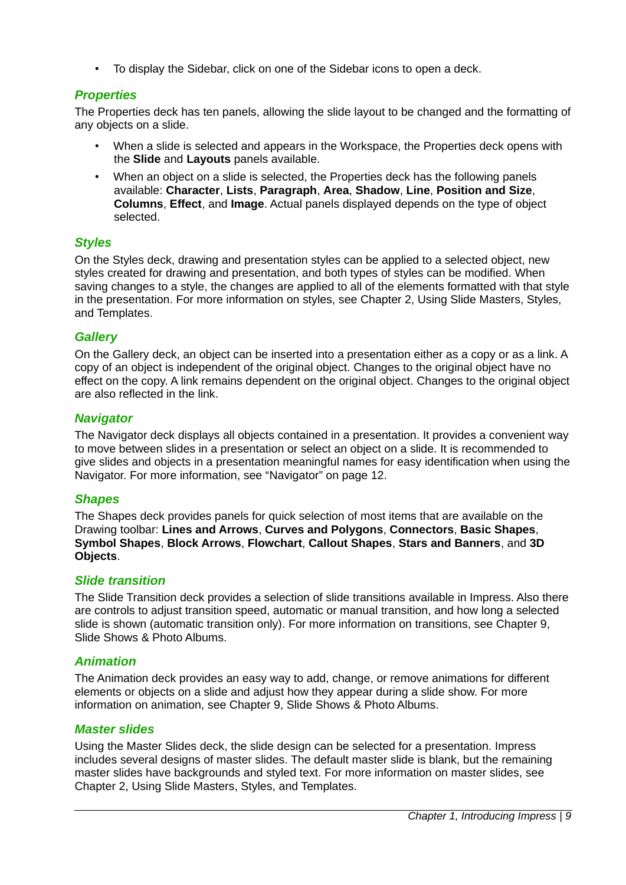- To display the Sidebar, click on one of the Sidebar icons to open a deck.

### *Properties*

The Properties deck has ten panels, allowing the slide layout to be changed and the formatting of any objects on a slide.

- When a slide is selected and appears in the Workspace, the Properties deck opens with the **Slide** and **Layouts** panels available.
- When an object on a slide is selected, the Properties deck has the following panels available: **Character**, **Lists**, **Paragraph**, **Area**, **Shadow**, **Line**, **Position and Size**, **Columns**, **Effect**, and **Image**. Actual panels displayed depends on the type of object selected.

### *Styles*

On the Styles deck, drawing and presentation styles can be applied to a selected object, new styles created for drawing and presentation, and both types of styles can be modified. When saving changes to a style, the changes are applied to all of the elements formatted with that style in the presentation. For more information on styles, see Chapter 2, Using Slide Masters, Styles, and Templates.

### *Gallery*

On the Gallery deck, an object can be inserted into a presentation either as a copy or as a link. A copy of an object is independent of the original object. Changes to the original object have no effect on the copy. A link remains dependent on the original object. Changes to the original object are also reflected in the link.

### *Navigator*

The Navigator deck displays all objects contained in a presentation. It provides a convenient way to move between slides in a presentation or select an object on a slide. It is recommended to give slides and objects in a presentation meaningful names for easy identification when using the Navigator. For more information, see "Navigator" on page 12.

### *Shapes*

The Shapes deck provides panels for quick selection of most items that are available on the Drawing toolbar: **Lines and Arrows**, **Curves and Polygons**, **Connectors**, **Basic Shapes**, **Symbol Shapes**, **Block Arrows**, **Flowchart**, **Callout Shapes**, **Stars and Banners**, and **3D Objects**.

### *Slide transition*

The Slide Transition deck provides a selection of slide transitions available in Impress. Also there are controls to adjust transition speed, automatic or manual transition, and how long a selected slide is shown (automatic transition only). For more information on transitions, see Chapter 9, Slide Shows & Photo Albums.

### *Animation*

The Animation deck provides an easy way to add, change, or remove animations for different elements or objects on a slide and adjust how they appear during a slide show. For more information on animation, see Chapter 9, Slide Shows & Photo Albums.

### *Master slides*

Using the Master Slides deck, the slide design can be selected for a presentation. Impress includes several designs of master slides. The default master slide is blank, but the remaining master slides have backgrounds and styled text. For more information on master slides, see Chapter 2, Using Slide Masters, Styles, and Templates.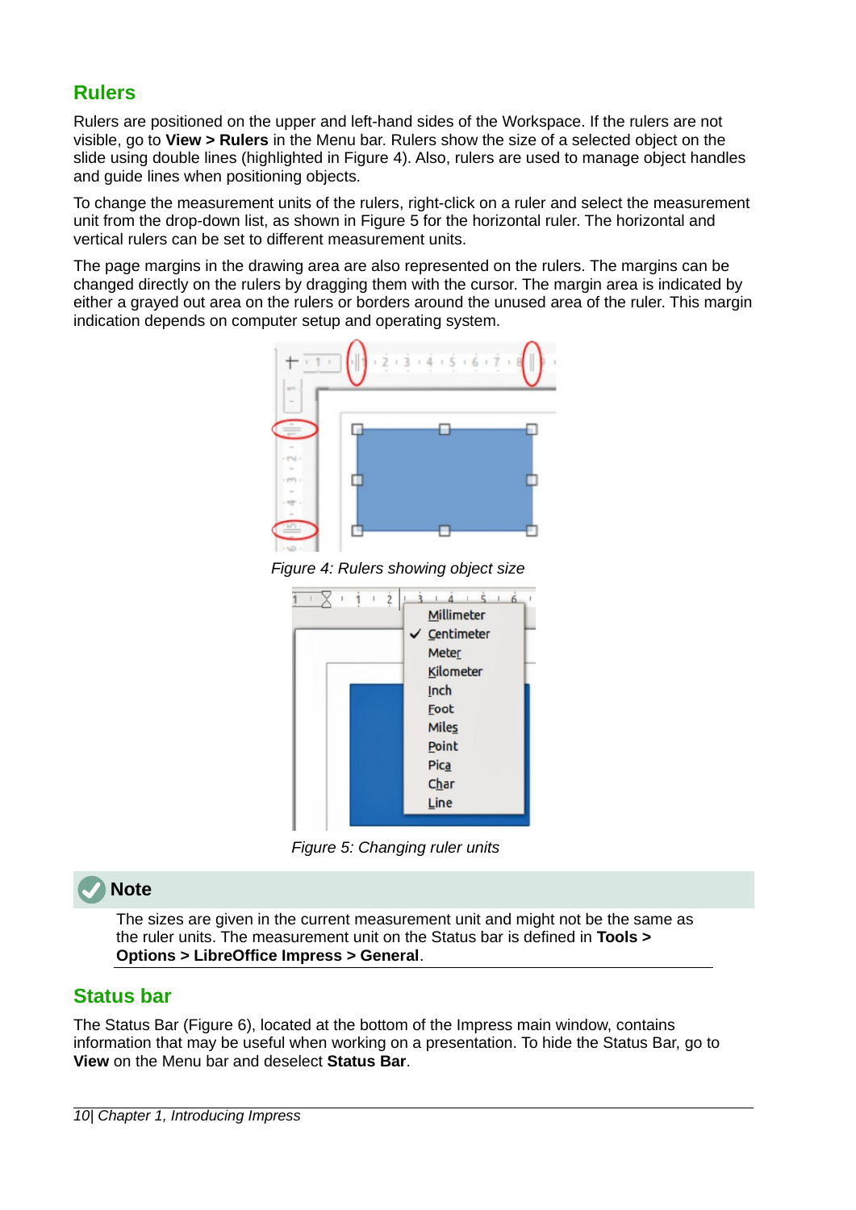## Rulers

Rulers are positioned on the upper and left-hand sides of the Workspace. If the rulers are not visible, go to **View > Rulers** in the Menu bar. Rulers show the size of a selected object on the slide using double lines (highlighted in Figure 4). Also, rulers are used to manage object handles and guide lines when positioning objects.

To change the measurement units of the rulers, right-click on a ruler and select the measurement unit from the drop-down list, as shown in Figure 5 for the horizontal ruler. The horizontal and vertical rulers can be set to different measurement units.

The page margins in the drawing area are also represented on the rulers. The margins can be changed directly on the rulers by dragging them with the cursor. The margin area is indicated by either a grayed out area on the rulers or borders around the unused area of the ruler. This margin indication depends on computer setup and operating system.

*Figure 4: Rulers showing object size*

*Figure 5: Changing ruler units*

> **Note**
>
> The sizes are given in the current measurement unit and might not be the same as the ruler units. The measurement unit on the Status bar is defined in **Tools > Options > LibreOffice Impress > General**.

## Status bar

The Status Bar (Figure 6), located at the bottom of the Impress main window, contains information that may be useful when working on a presentation. To hide the Status Bar, go to **View** on the Menu bar and deselect **Status Bar**.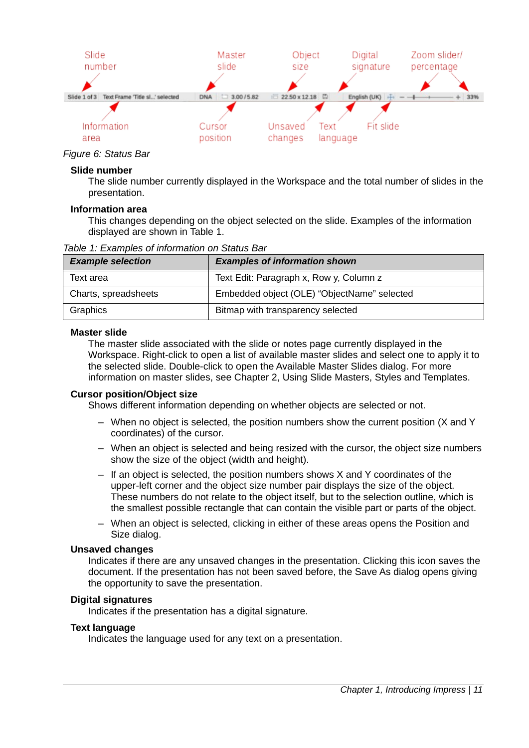*Figure 6: Status Bar*

**Slide number**

The slide number currently displayed in the Workspace and the total number of slides in the presentation.

**Information area**

This changes depending on the object selected on the slide. Examples of the information displayed are shown in Table 1.

*Table 1: Examples of information on Status Bar*

| *Example selection* | *Examples of information shown* |
|---|---|
| Text area | Text Edit: Paragraph x, Row y, Column z |
| Charts, spreadsheets | Embedded object (OLE) “ObjectName” selected |
| Graphics | Bitmap with transparency selected |

**Master slide**

The master slide associated with the slide or notes page currently displayed in the Workspace. Right-click to open a list of available master slides and select one to apply it to the selected slide. Double-click to open the Available Master Slides dialog. For more information on master slides, see Chapter 2, Using Slide Masters, Styles and Templates.

**Cursor position/Object size**

Shows different information depending on whether objects are selected or not.

- When no object is selected, the position numbers show the current position (X and Y coordinates) of the cursor.
- When an object is selected and being resized with the cursor, the object size numbers show the size of the object (width and height).
- If an object is selected, the position numbers shows X and Y coordinates of the upper-left corner and the object size number pair displays the size of the object. These numbers do not relate to the object itself, but to the selection outline, which is the smallest possible rectangle that can contain the visible part or parts of the object.
- When an object is selected, clicking in either of these areas opens the Position and Size dialog.

**Unsaved changes**

Indicates if there are any unsaved changes in the presentation. Clicking this icon saves the document. If the presentation has not been saved before, the Save As dialog opens giving the opportunity to save the presentation.

**Digital signatures**

Indicates if the presentation has a digital signature.

**Text language**

Indicates the language used for any text on a presentation.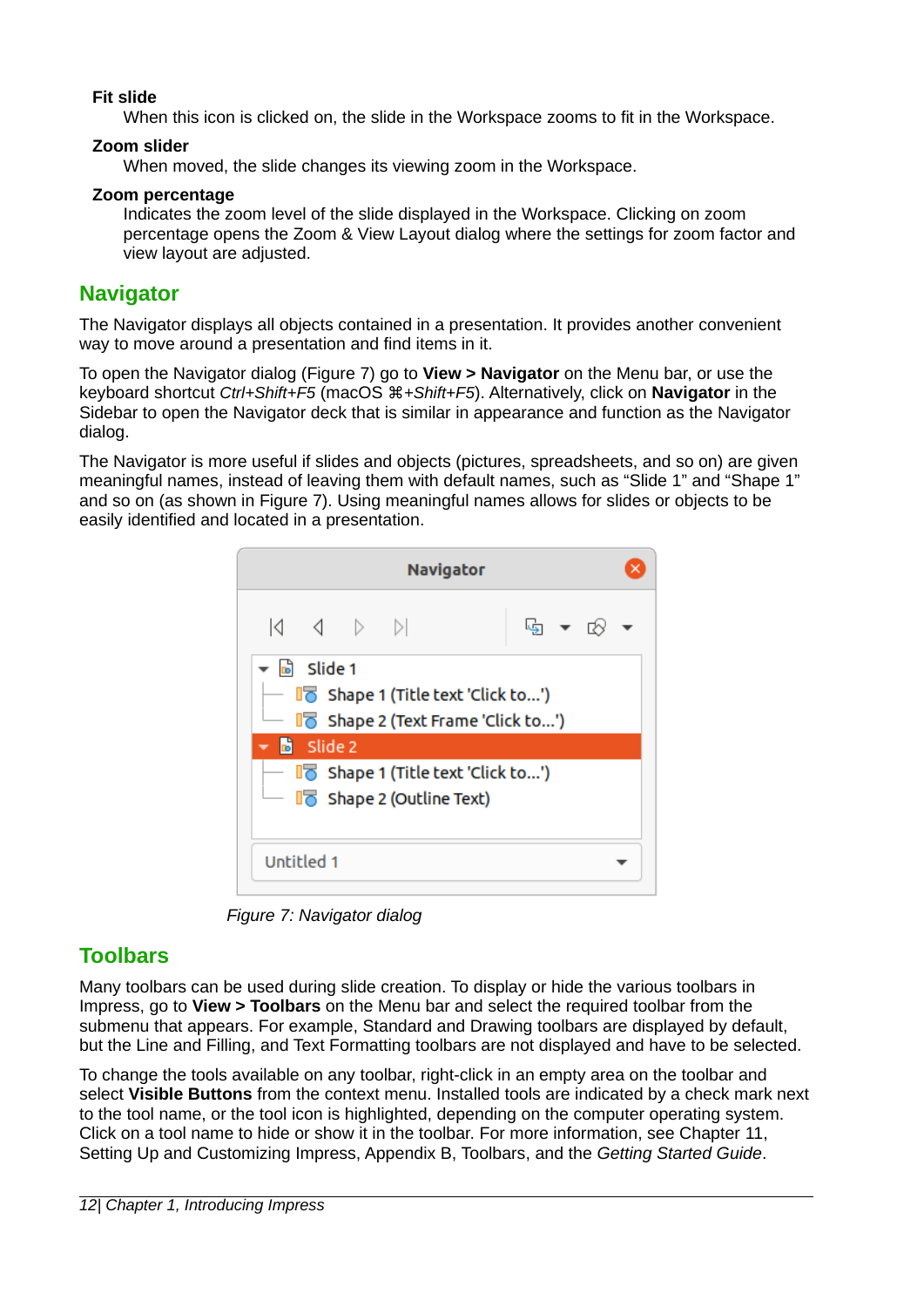**Fit slide**

When this icon is clicked on, the slide in the Workspace zooms to fit in the Workspace.

**Zoom slider**

When moved, the slide changes its viewing zoom in the Workspace.

**Zoom percentage**

Indicates the zoom level of the slide displayed in the Workspace. Clicking on zoom percentage opens the Zoom & View Layout dialog where the settings for zoom factor and view layout are adjusted.

## Navigator

The Navigator displays all objects contained in a presentation. It provides another convenient way to move around a presentation and find items in it.

To open the Navigator dialog (Figure 7) go to **View > Navigator** on the Menu bar, or use the keyboard shortcut *Ctrl+Shift+F5* (macOS *⌘+Shift+F5*). Alternatively, click on **Navigator** in the Sidebar to open the Navigator deck that is similar in appearance and function as the Navigator dialog.

The Navigator is more useful if slides and objects (pictures, spreadsheets, and so on) are given meaningful names, instead of leaving them with default names, such as “Slide 1” and “Shape 1” and so on (as shown in Figure 7). Using meaningful names allows for slides or objects to be easily identified and located in a presentation.

*Figure 7: Navigator dialog*

## Toolbars

Many toolbars can be used during slide creation. To display or hide the various toolbars in Impress, go to **View > Toolbars** on the Menu bar and select the required toolbar from the submenu that appears. For example, Standard and Drawing toolbars are displayed by default, but the Line and Filling, and Text Formatting toolbars are not displayed and have to be selected.

To change the tools available on any toolbar, right-click in an empty area on the toolbar and select **Visible Buttons** from the context menu. Installed tools are indicated by a check mark next to the tool name, or the tool icon is highlighted, depending on the computer operating system. Click on a tool name to hide or show it in the toolbar. For more information, see Chapter 11, Setting Up and Customizing Impress, Appendix B, Toolbars, and the *Getting Started Guide*.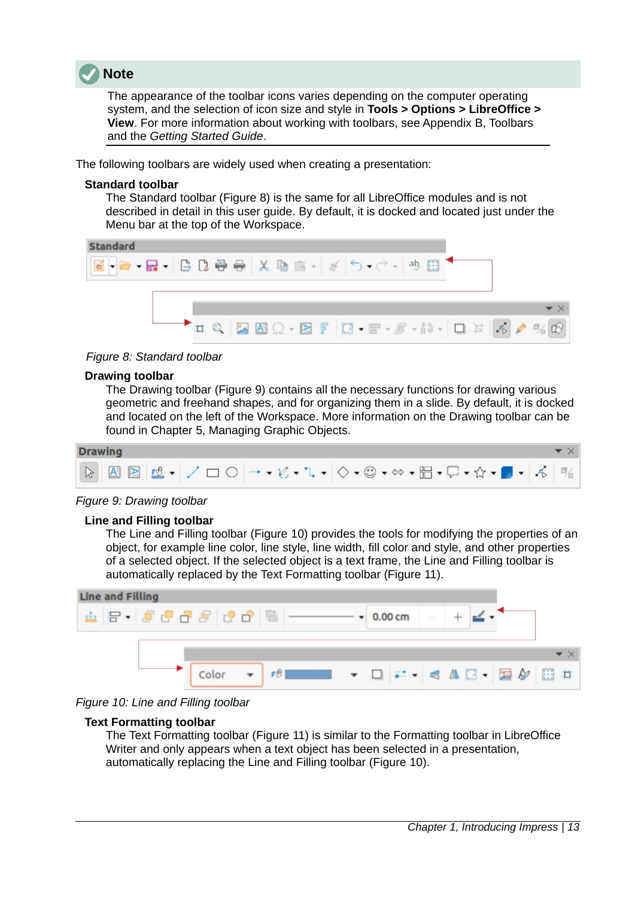**Note**

The appearance of the toolbar icons varies depending on the computer operating system, and the selection of icon size and style in **Tools > Options > LibreOffice > View**. For more information about working with toolbars, see Appendix B, Toolbars and the *Getting Started Guide*.

The following toolbars are widely used when creating a presentation:

**Standard toolbar**

The Standard toolbar (Figure 8) is the same for all LibreOffice modules and is not described in detail in this user guide. By default, it is docked and located just under the Menu bar at the top of the Workspace.

*Figure 8: Standard toolbar*

**Drawing toolbar**

The Drawing toolbar (Figure 9) contains all the necessary functions for drawing various geometric and freehand shapes, and for organizing them in a slide. By default, it is docked and located on the left of the Workspace. More information on the Drawing toolbar can be found in Chapter 5, Managing Graphic Objects.

*Figure 9: Drawing toolbar*

**Line and Filling toolbar**

The Line and Filling toolbar (Figure 10) provides the tools for modifying the properties of an object, for example line color, line style, line width, fill color and style, and other properties of a selected object. If the selected object is a text frame, the Line and Filling toolbar is automatically replaced by the Text Formatting toolbar (Figure 11).

*Figure 10: Line and Filling toolbar*

**Text Formatting toolbar**

The Text Formatting toolbar (Figure 11) is similar to the Formatting toolbar in LibreOffice Writer and only appears when a text object has been selected in a presentation, automatically replacing the Line and Filling toolbar (Figure 10).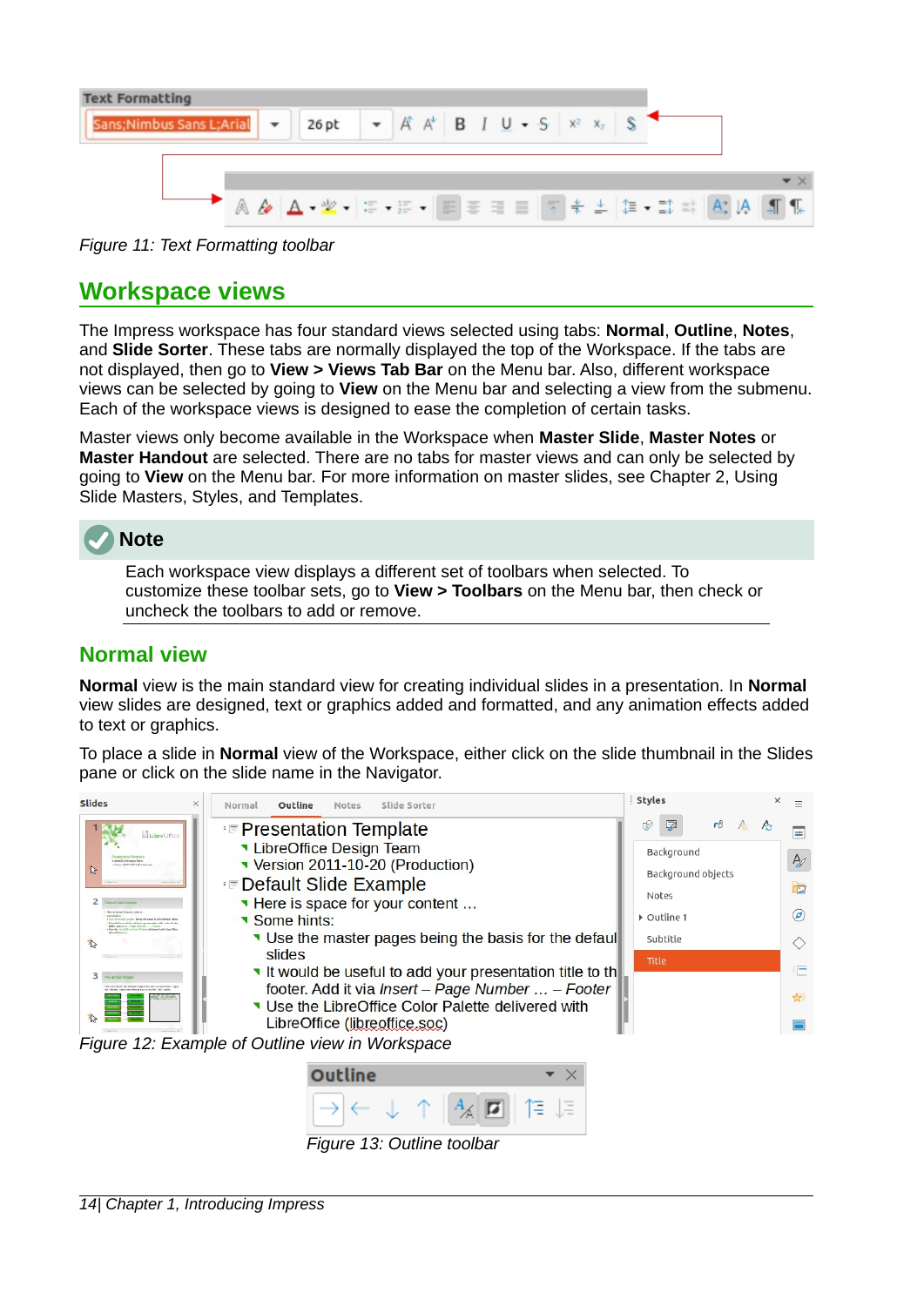Figure 11: Text Formatting toolbar

## Workspace views

The Impress workspace has four standard views selected using tabs: **Normal**, **Outline**, **Notes**, and **Slide Sorter**. These tabs are normally displayed the top of the Workspace. If the tabs are not displayed, then go to **View > Views Tab Bar** on the Menu bar. Also, different workspace views can be selected by going to **View** on the Menu bar and selecting a view from the submenu. Each of the workspace views is designed to ease the completion of certain tasks.

Master views only become available in the Workspace when **Master Slide**, **Master Notes** or **Master Handout** are selected. There are no tabs for master views and can only be selected by going to **View** on the Menu bar. For more information on master slides, see Chapter 2, Using Slide Masters, Styles, and Templates.

> **Note**
>
> Each workspace view displays a different set of toolbars when selected. To customize these toolbar sets, go to **View > Toolbars** on the Menu bar, then check or uncheck the toolbars to add or remove.

### Normal view

**Normal** view is the main standard view for creating individual slides in a presentation. In **Normal** view slides are designed, text or graphics added and formatted, and any animation effects added to text or graphics.

To place a slide in **Normal** view of the Workspace, either click on the slide thumbnail in the Slides pane or click on the slide name in the Navigator.

Figure 12: Example of Outline view in Workspace

Figure 13: Outline toolbar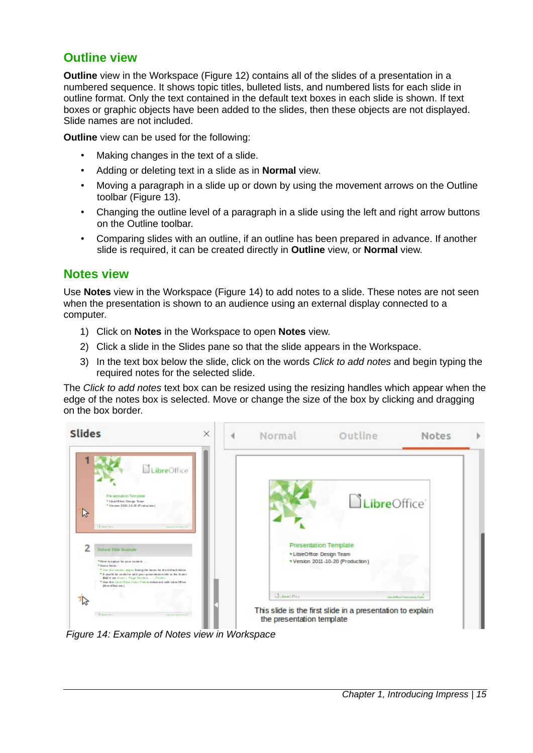## Outline view

**Outline** view in the Workspace (Figure 12) contains all of the slides of a presentation in a numbered sequence. It shows topic titles, bulleted lists, and numbered lists for each slide in outline format. Only the text contained in the default text boxes in each slide is shown. If text boxes or graphic objects have been added to the slides, then these objects are not displayed. Slide names are not included.

**Outline** view can be used for the following:

- Making changes in the text of a slide.
- Adding or deleting text in a slide as in **Normal** view.
- Moving a paragraph in a slide up or down by using the movement arrows on the Outline toolbar (Figure 13).
- Changing the outline level of a paragraph in a slide using the left and right arrow buttons on the Outline toolbar.
- Comparing slides with an outline, if an outline has been prepared in advance. If another slide is required, it can be created directly in **Outline** view, or **Normal** view.

## Notes view

Use **Notes** view in the Workspace (Figure 14) to add notes to a slide. These notes are not seen when the presentation is shown to an audience using an external display connected to a computer.

1) Click on **Notes** in the Workspace to open **Notes** view.
2) Click a slide in the Slides pane so that the slide appears in the Workspace.
3) In the text box below the slide, click on the words *Click to add notes* and begin typing the required notes for the selected slide.

The *Click to add notes* text box can be resized using the resizing handles which appear when the edge of the notes box is selected. Move or change the size of the box by clicking and dragging on the box border.

*Figure 14: Example of Notes view in Workspace*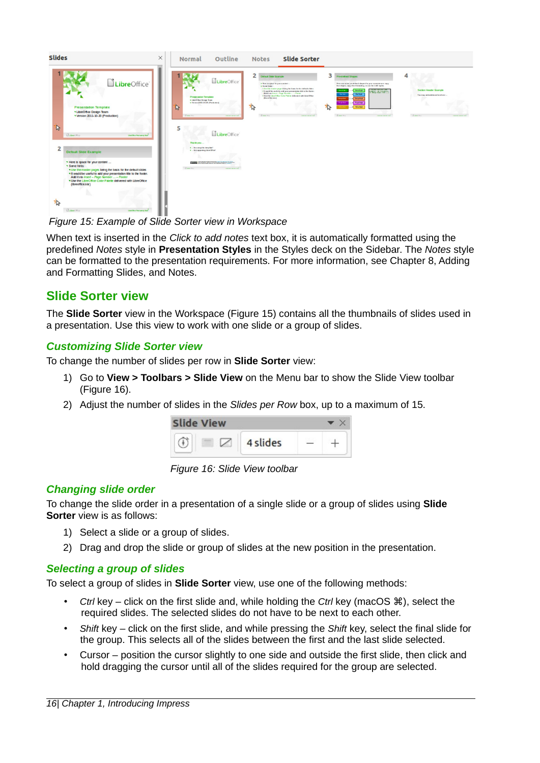Figure 15: Example of Slide Sorter view in Workspace

When text is inserted in the *Click to add notes* text box, it is automatically formatted using the predefined *Notes* style in **Presentation Styles** in the Styles deck on the Sidebar. The *Notes* style can be formatted to the presentation requirements. For more information, see Chapter 8, Adding and Formatting Slides, and Notes.

## Slide Sorter view

The **Slide Sorter** view in the Workspace (Figure 15) contains all the thumbnails of slides used in a presentation. Use this view to work with one slide or a group of slides.

### Customizing Slide Sorter view

To change the number of slides per row in **Slide Sorter** view:

1) Go to **View > Toolbars > Slide View** on the Menu bar to show the Slide View toolbar (Figure 16).
2) Adjust the number of slides in the *Slides per Row* box, up to a maximum of 15.

Figure 16: Slide View toolbar

### Changing slide order

To change the slide order in a presentation of a single slide or a group of slides using **Slide Sorter** view is as follows:

1) Select a slide or a group of slides.
2) Drag and drop the slide or group of slides at the new position in the presentation.

### Selecting a group of slides

To select a group of slides in **Slide Sorter** view, use one of the following methods:

- *Ctrl* key – click on the first slide and, while holding the *Ctrl* key (macOS ⌘), select the required slides. The selected slides do not have to be next to each other.
- *Shift* key – click on the first slide, and while pressing the *Shift* key, select the final slide for the group. This selects all of the slides between the first and the last slide selected.
- Cursor – position the cursor slightly to one side and outside the first slide, then click and hold dragging the cursor until all of the slides required for the group are selected.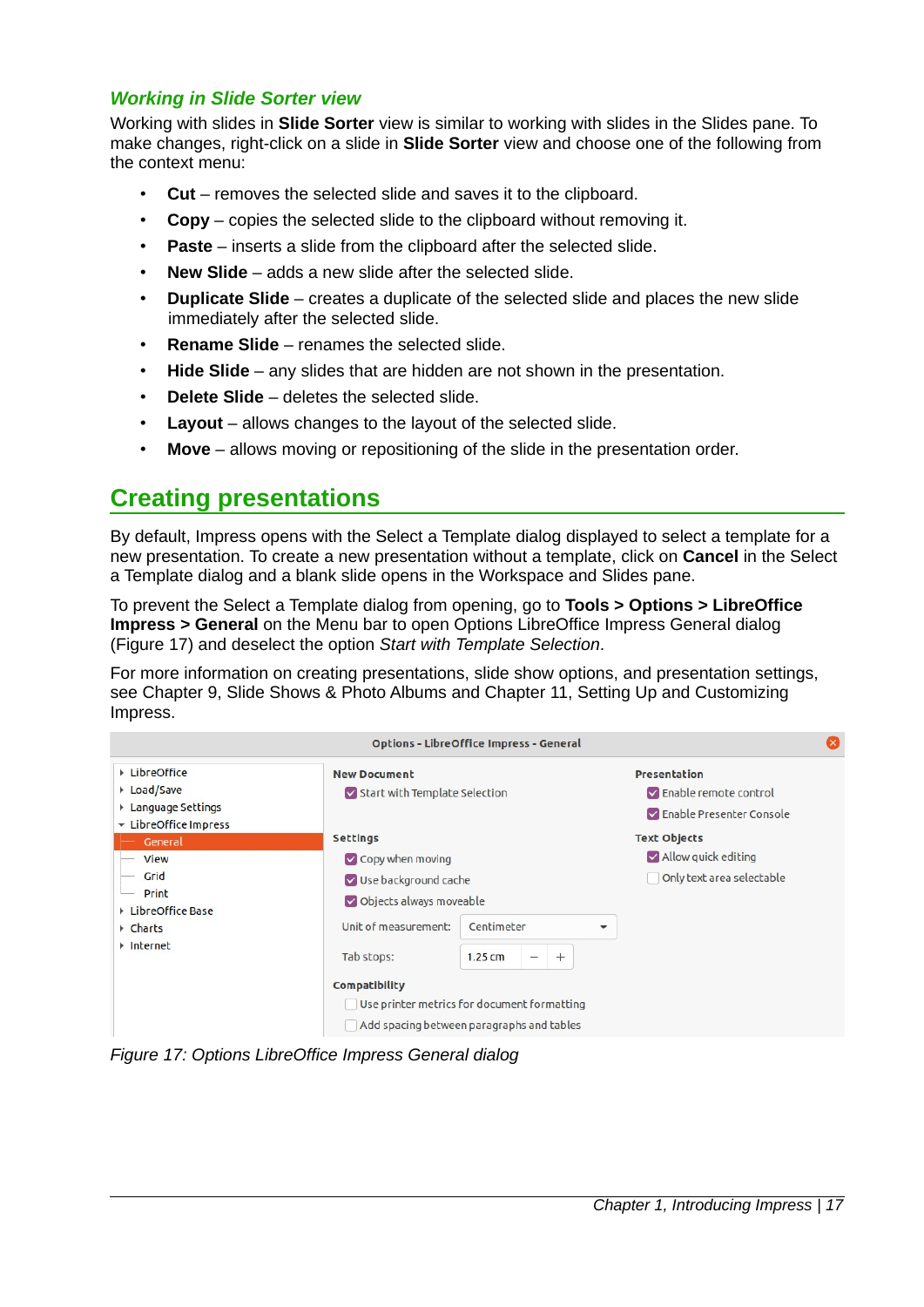### Working in Slide Sorter view

Working with slides in **Slide Sorter** view is similar to working with slides in the Slides pane. To make changes, right-click on a slide in **Slide Sorter** view and choose one of the following from the context menu:

- **Cut** – removes the selected slide and saves it to the clipboard.
- **Copy** – copies the selected slide to the clipboard without removing it.
- **Paste** – inserts a slide from the clipboard after the selected slide.
- **New Slide** – adds a new slide after the selected slide.
- **Duplicate Slide** – creates a duplicate of the selected slide and places the new slide immediately after the selected slide.
- **Rename Slide** – renames the selected slide.
- **Hide Slide** – any slides that are hidden are not shown in the presentation.
- **Delete Slide** – deletes the selected slide.
- **Layout** – allows changes to the layout of the selected slide.
- **Move** – allows moving or repositioning of the slide in the presentation order.

## Creating presentations

By default, Impress opens with the Select a Template dialog displayed to select a template for a new presentation. To create a new presentation without a template, click on **Cancel** in the Select a Template dialog and a blank slide opens in the Workspace and Slides pane.

To prevent the Select a Template dialog from opening, go to **Tools > Options > LibreOffice Impress > General** on the Menu bar to open Options LibreOffice Impress General dialog (Figure 17) and deselect the option *Start with Template Selection*.

For more information on creating presentations, slide show options, and presentation settings, see Chapter 9, Slide Shows & Photo Albums and Chapter 11, Setting Up and Customizing Impress.

*Figure 17: Options LibreOffice Impress General dialog*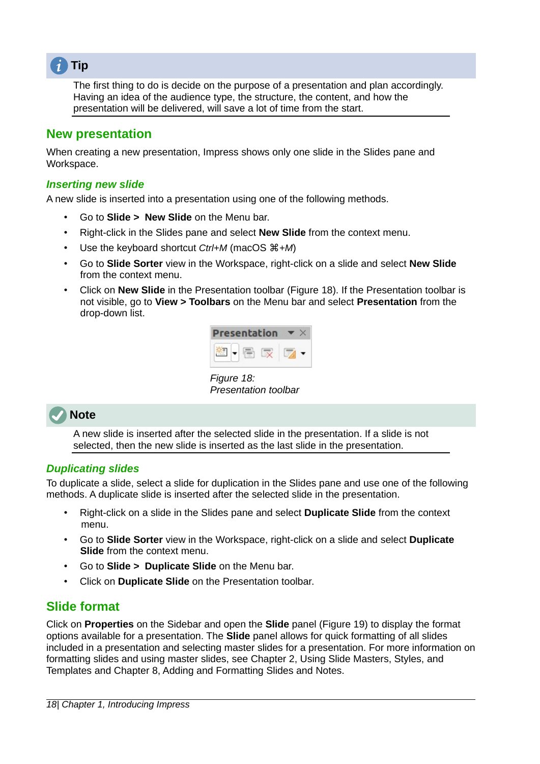**Tip**

The first thing to do is decide on the purpose of a presentation and plan accordingly. Having an idea of the audience type, the structure, the content, and how the presentation will be delivered, will save a lot of time from the start.

## New presentation

When creating a new presentation, Impress shows only one slide in the Slides pane and Workspace.

### *Inserting new slide*

A new slide is inserted into a presentation using one of the following methods.

- Go to **Slide > New Slide** on the Menu bar.
- Right-click in the Slides pane and select **New Slide** from the context menu.
- Use the keyboard shortcut *Ctrl+M* (macOS *⌘+M*)
- Go to **Slide Sorter** view in the Workspace, right-click on a slide and select **New Slide** from the context menu.
- Click on **New Slide** in the Presentation toolbar (Figure 18). If the Presentation toolbar is not visible, go to **View > Toolbars** on the Menu bar and select **Presentation** from the drop-down list.

*Figure 18: Presentation toolbar*

**Note**

A new slide is inserted after the selected slide in the presentation. If a slide is not selected, then the new slide is inserted as the last slide in the presentation.

### *Duplicating slides*

To duplicate a slide, select a slide for duplication in the Slides pane and use one of the following methods. A duplicate slide is inserted after the selected slide in the presentation.

- Right-click on a slide in the Slides pane and select **Duplicate Slide** from the context menu.
- Go to **Slide Sorter** view in the Workspace, right-click on a slide and select **Duplicate Slide** from the context menu.
- Go to **Slide > Duplicate Slide** on the Menu bar.
- Click on **Duplicate Slide** on the Presentation toolbar.

## Slide format

Click on **Properties** on the Sidebar and open the **Slide** panel (Figure 19) to display the format options available for a presentation. The **Slide** panel allows for quick formatting of all slides included in a presentation and selecting master slides for a presentation. For more information on formatting slides and using master slides, see Chapter 2, Using Slide Masters, Styles, and Templates and Chapter 8, Adding and Formatting Slides and Notes.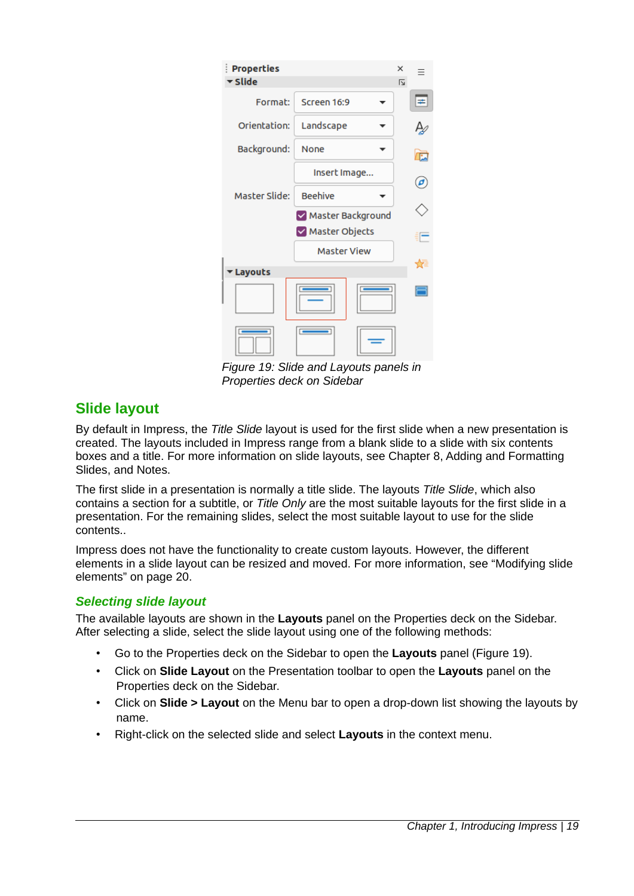Figure 19: Slide and Layouts panels in Properties deck on Sidebar

## Slide layout

By default in Impress, the *Title Slide* layout is used for the first slide when a new presentation is created. The layouts included in Impress range from a blank slide to a slide with six contents boxes and a title. For more information on slide layouts, see Chapter 8, Adding and Formatting Slides, and Notes.

The first slide in a presentation is normally a title slide. The layouts *Title Slide*, which also contains a section for a subtitle, or *Title Only* are the most suitable layouts for the first slide in a presentation. For the remaining slides, select the most suitable layout to use for the slide contents..

Impress does not have the functionality to create custom layouts. However, the different elements in a slide layout can be resized and moved. For more information, see “Modifying slide elements” on page 20.

### *Selecting slide layout*

The available layouts are shown in the **Layouts** panel on the Properties deck on the Sidebar. After selecting a slide, select the slide layout using one of the following methods:

- Go to the Properties deck on the Sidebar to open the **Layouts** panel (Figure 19).
- Click on **Slide Layout** on the Presentation toolbar to open the **Layouts** panel on the Properties deck on the Sidebar.
- Click on **Slide > Layout** on the Menu bar to open a drop-down list showing the layouts by name.
- Right-click on the selected slide and select **Layouts** in the context menu.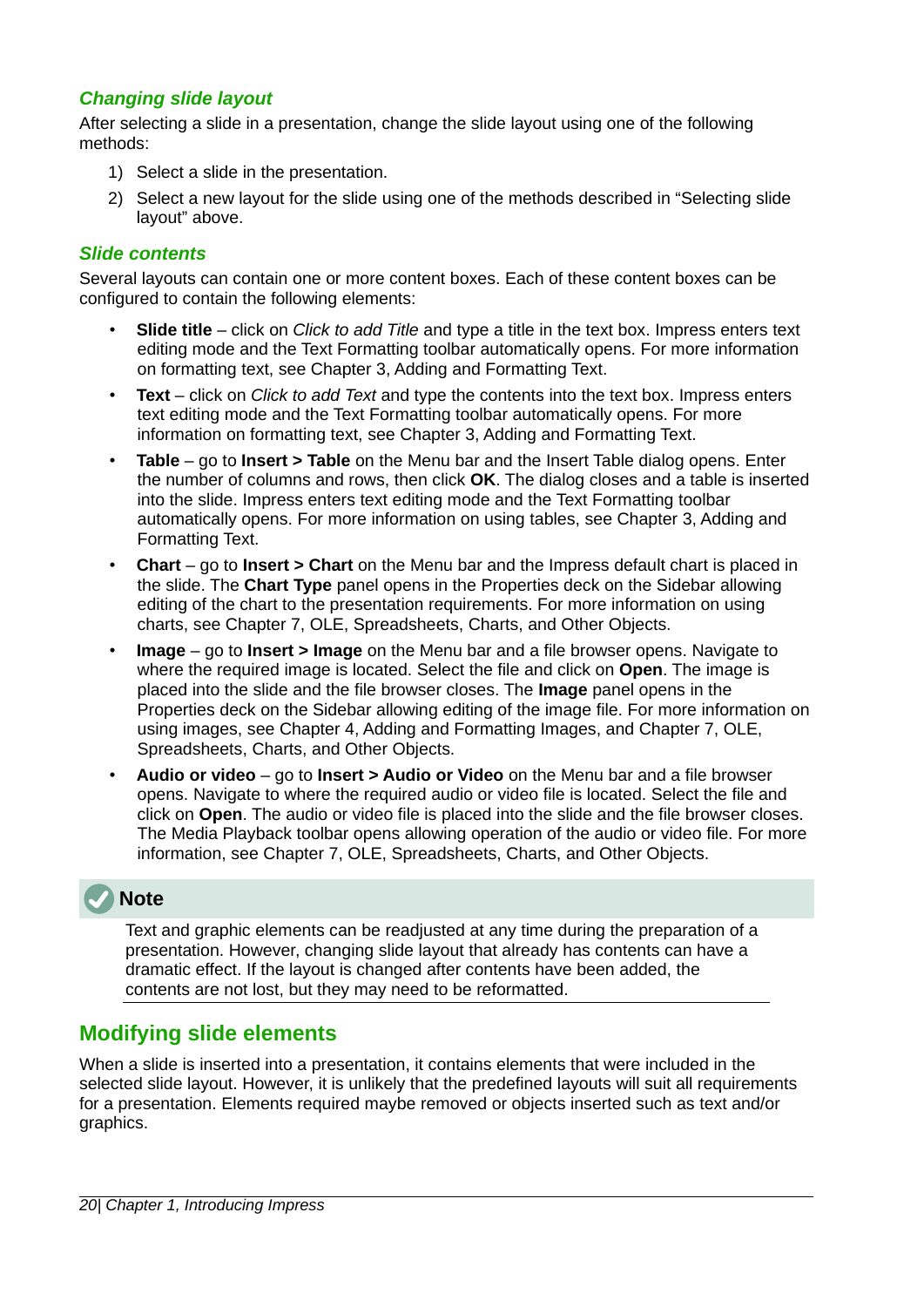### *Changing slide layout*

After selecting a slide in a presentation, change the slide layout using one of the following methods:

1) Select a slide in the presentation.
2) Select a new layout for the slide using one of the methods described in "Selecting slide layout" above.

### *Slide contents*

Several layouts can contain one or more content boxes. Each of these content boxes can be configured to contain the following elements:

- **Slide title** – click on *Click to add Title* and type a title in the text box. Impress enters text editing mode and the Text Formatting toolbar automatically opens. For more information on formatting text, see Chapter 3, Adding and Formatting Text.
- **Text** – click on *Click to add Text* and type the contents into the text box. Impress enters text editing mode and the Text Formatting toolbar automatically opens. For more information on formatting text, see Chapter 3, Adding and Formatting Text.
- **Table** – go to **Insert > Table** on the Menu bar and the Insert Table dialog opens. Enter the number of columns and rows, then click **OK**. The dialog closes and a table is inserted into the slide. Impress enters text editing mode and the Text Formatting toolbar automatically opens. For more information on using tables, see Chapter 3, Adding and Formatting Text.
- **Chart** – go to **Insert > Chart** on the Menu bar and the Impress default chart is placed in the slide. The **Chart Type** panel opens in the Properties deck on the Sidebar allowing editing of the chart to the presentation requirements. For more information on using charts, see Chapter 7, OLE, Spreadsheets, Charts, and Other Objects.
- **Image** – go to **Insert > Image** on the Menu bar and a file browser opens. Navigate to where the required image is located. Select the file and click on **Open**. The image is placed into the slide and the file browser closes. The **Image** panel opens in the Properties deck on the Sidebar allowing editing of the image file. For more information on using images, see Chapter 4, Adding and Formatting Images, and Chapter 7, OLE, Spreadsheets, Charts, and Other Objects.
- **Audio or video** – go to **Insert > Audio or Video** on the Menu bar and a file browser opens. Navigate to where the required audio or video file is located. Select the file and click on **Open**. The audio or video file is placed into the slide and the file browser closes. The Media Playback toolbar opens allowing operation of the audio or video file. For more information, see Chapter 7, OLE, Spreadsheets, Charts, and Other Objects.

**Note**

Text and graphic elements can be readjusted at any time during the preparation of a presentation. However, changing slide layout that already has contents can have a dramatic effect. If the layout is changed after contents have been added, the contents are not lost, but they may need to be reformatted.

## Modifying slide elements

When a slide is inserted into a presentation, it contains elements that were included in the selected slide layout. However, it is unlikely that the predefined layouts will suit all requirements for a presentation. Elements required maybe removed or objects inserted such as text and/or graphics.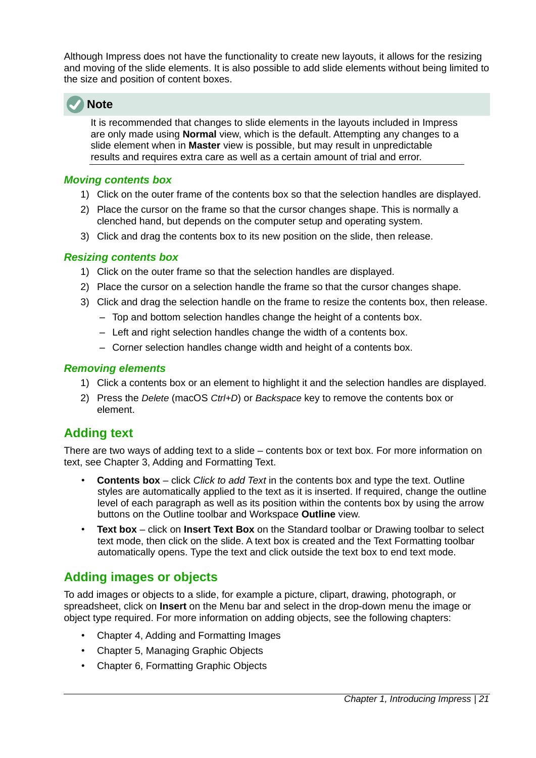Although Impress does not have the functionality to create new layouts, it allows for the resizing and moving of the slide elements. It is also possible to add slide elements without being limited to the size and position of content boxes.

> **Note**
>
> It is recommended that changes to slide elements in the layouts included in Impress are only made using **Normal** view, which is the default. Attempting any changes to a slide element when in **Master** view is possible, but may result in unpredictable results and requires extra care as well as a certain amount of trial and error.

### *Moving contents box*

1) Click on the outer frame of the contents box so that the selection handles are displayed.
2) Place the cursor on the frame so that the cursor changes shape. This is normally a clenched hand, but depends on the computer setup and operating system.
3) Click and drag the contents box to its new position on the slide, then release.

### *Resizing contents box*

1) Click on the outer frame so that the selection handles are displayed.
2) Place the cursor on a selection handle the frame so that the cursor changes shape.
3) Click and drag the selection handle on the frame to resize the contents box, then release.
   - Top and bottom selection handles change the height of a contents box.
   - Left and right selection handles change the width of a contents box.
   - Corner selection handles change width and height of a contents box.

### *Removing elements*

1) Click a contents box or an element to highlight it and the selection handles are displayed.
2) Press the *Delete* (macOS *Ctrl+D*) or *Backspace* key to remove the contents box or element.

## Adding text

There are two ways of adding text to a slide – contents box or text box. For more information on text, see Chapter 3, Adding and Formatting Text.

- **Contents box** – click *Click to add Text* in the contents box and type the text. Outline styles are automatically applied to the text as it is inserted. If required, change the outline level of each paragraph as well as its position within the contents box by using the arrow buttons on the Outline toolbar and Workspace **Outline** view.
- **Text box** – click on **Insert Text Box** on the Standard toolbar or Drawing toolbar to select text mode, then click on the slide. A text box is created and the Text Formatting toolbar automatically opens. Type the text and click outside the text box to end text mode.

## Adding images or objects

To add images or objects to a slide, for example a picture, clipart, drawing, photograph, or spreadsheet, click on **Insert** on the Menu bar and select in the drop-down menu the image or object type required. For more information on adding objects, see the following chapters:

- Chapter 4, Adding and Formatting Images
- Chapter 5, Managing Graphic Objects
- Chapter 6, Formatting Graphic Objects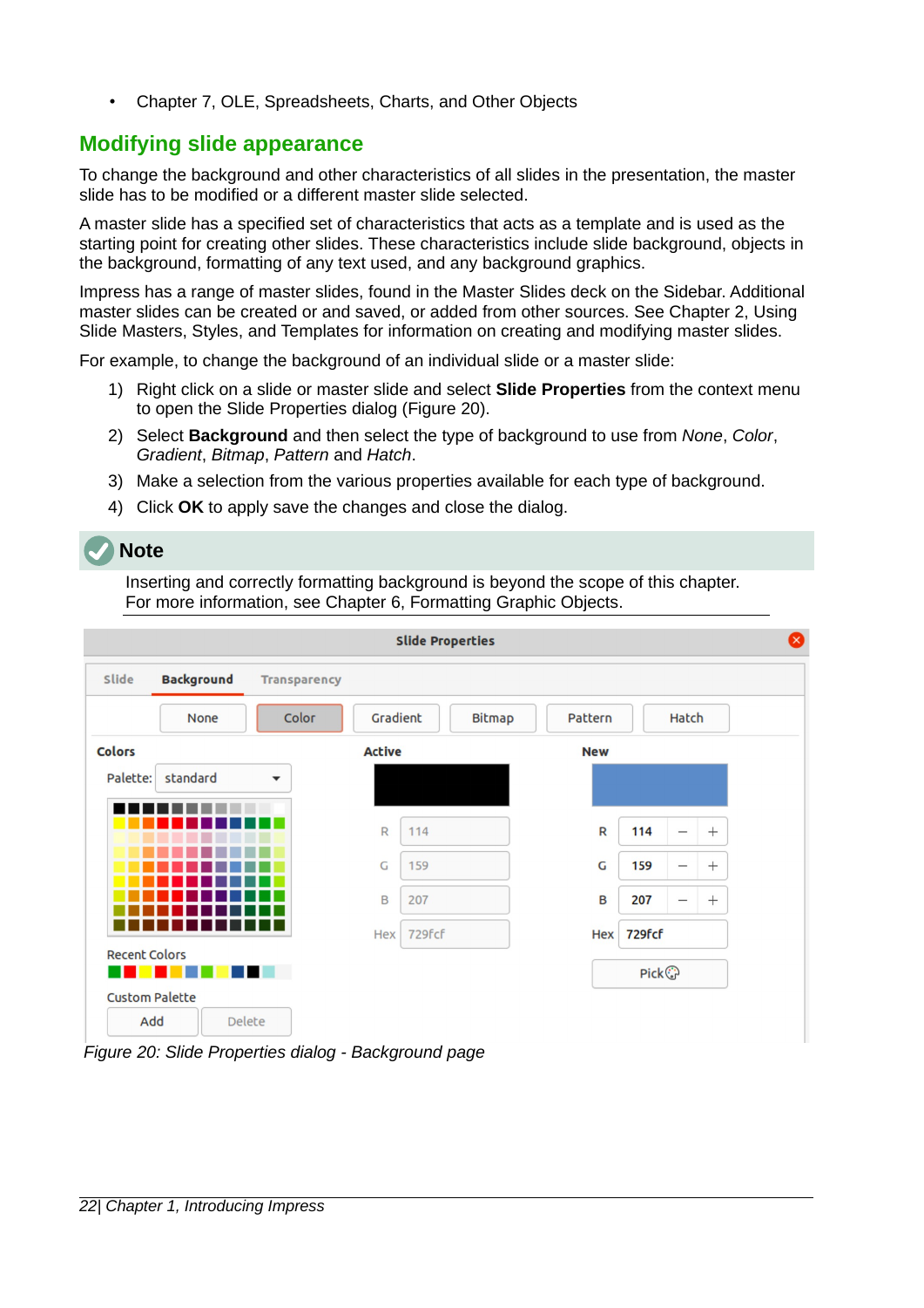- Chapter 7, OLE, Spreadsheets, Charts, and Other Objects

## Modifying slide appearance

To change the background and other characteristics of all slides in the presentation, the master slide has to be modified or a different master slide selected.

A master slide has a specified set of characteristics that acts as a template and is used as the starting point for creating other slides. These characteristics include slide background, objects in the background, formatting of any text used, and any background graphics.

Impress has a range of master slides, found in the Master Slides deck on the Sidebar. Additional master slides can be created or and saved, or added from other sources. See Chapter 2, Using Slide Masters, Styles, and Templates for information on creating and modifying master slides.

For example, to change the background of an individual slide or a master slide:

1) Right click on a slide or master slide and select **Slide Properties** from the context menu to open the Slide Properties dialog (Figure 20).
2) Select **Background** and then select the type of background to use from *None*, *Color*, *Gradient*, *Bitmap*, *Pattern* and *Hatch*.
3) Make a selection from the various properties available for each type of background.
4) Click **OK** to apply save the changes and close the dialog.

**Note**

Inserting and correctly formatting background is beyond the scope of this chapter. For more information, see Chapter 6, Formatting Graphic Objects.

*Figure 20: Slide Properties dialog - Background page*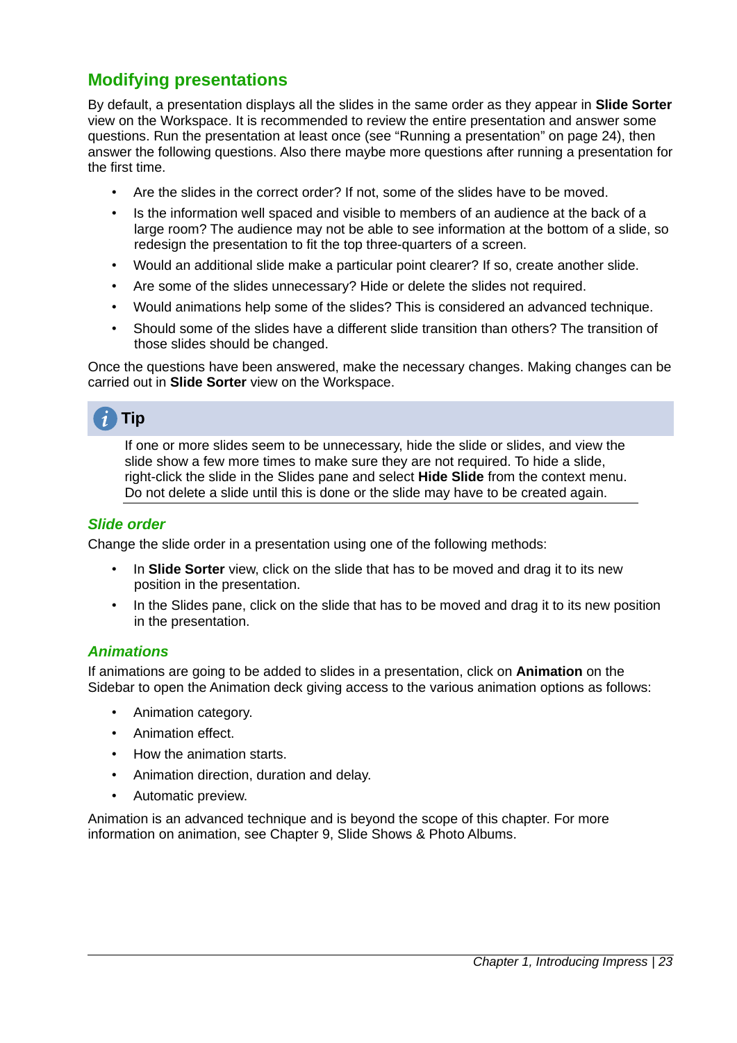## Modifying presentations

By default, a presentation displays all the slides in the same order as they appear in **Slide Sorter** view on the Workspace. It is recommended to review the entire presentation and answer some questions. Run the presentation at least once (see "Running a presentation" on page 24), then answer the following questions. Also there maybe more questions after running a presentation for the first time.

- Are the slides in the correct order? If not, some of the slides have to be moved.
- Is the information well spaced and visible to members of an audience at the back of a large room? The audience may not be able to see information at the bottom of a slide, so redesign the presentation to fit the top three-quarters of a screen.
- Would an additional slide make a particular point clearer? If so, create another slide.
- Are some of the slides unnecessary? Hide or delete the slides not required.
- Would animations help some of the slides? This is considered an advanced technique.
- Should some of the slides have a different slide transition than others? The transition of those slides should be changed.

Once the questions have been answered, make the necessary changes. Making changes can be carried out in **Slide Sorter** view on the Workspace.

> **Tip**
>
> If one or more slides seem to be unnecessary, hide the slide or slides, and view the slide show a few more times to make sure they are not required. To hide a slide, right-click the slide in the Slides pane and select **Hide Slide** from the context menu. Do not delete a slide until this is done or the slide may have to be created again.

### *Slide order*

Change the slide order in a presentation using one of the following methods:

- In **Slide Sorter** view, click on the slide that has to be moved and drag it to its new position in the presentation.
- In the Slides pane, click on the slide that has to be moved and drag it to its new position in the presentation.

### *Animations*

If animations are going to be added to slides in a presentation, click on **Animation** on the Sidebar to open the Animation deck giving access to the various animation options as follows:

- Animation category.
- Animation effect.
- How the animation starts.
- Animation direction, duration and delay.
- Automatic preview.

Animation is an advanced technique and is beyond the scope of this chapter. For more information on animation, see Chapter 9, Slide Shows & Photo Albums.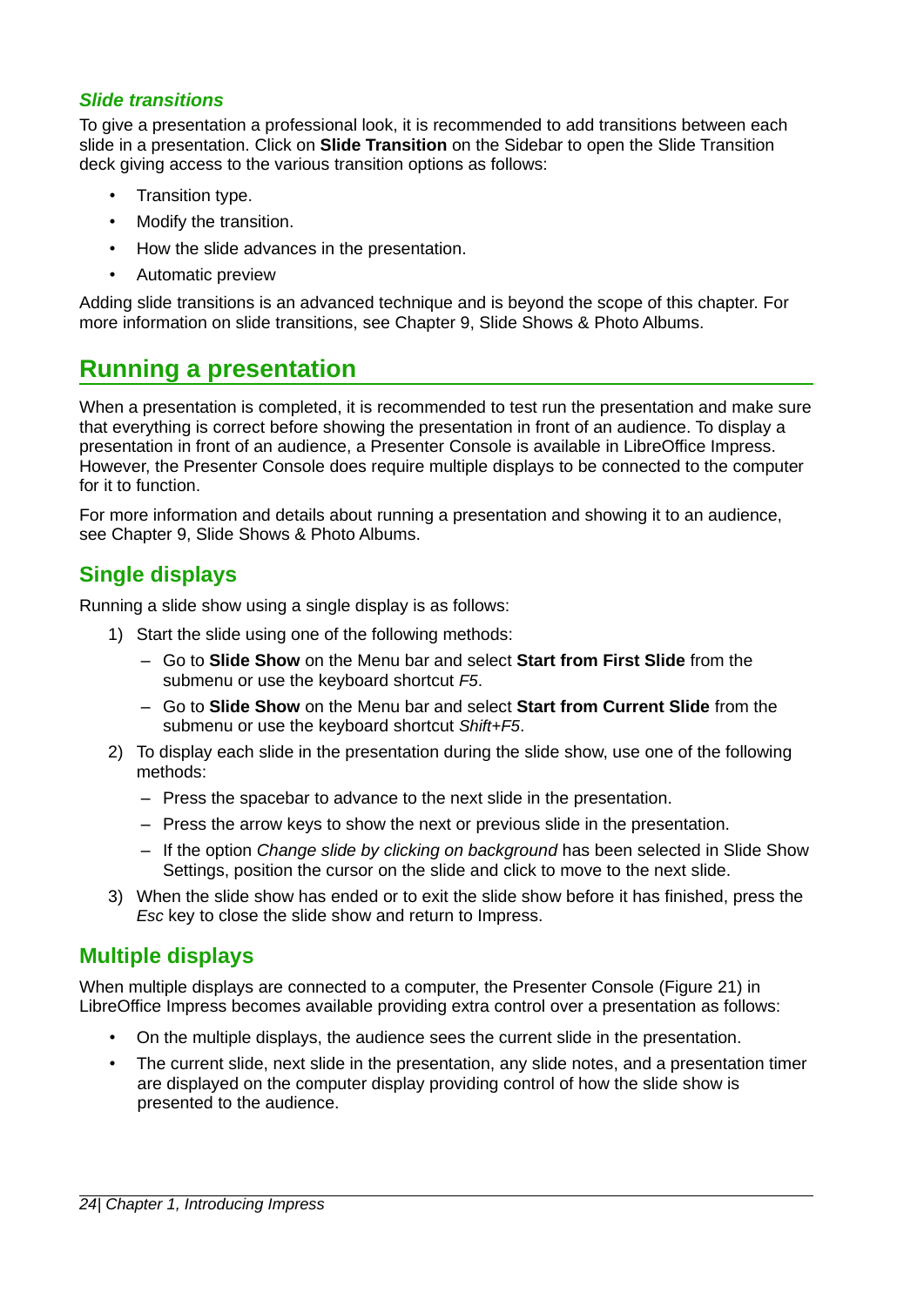### *Slide transitions*

To give a presentation a professional look, it is recommended to add transitions between each slide in a presentation. Click on **Slide Transition** on the Sidebar to open the Slide Transition deck giving access to the various transition options as follows:

- Transition type.
- Modify the transition.
- How the slide advances in the presentation.
- Automatic preview

Adding slide transitions is an advanced technique and is beyond the scope of this chapter. For more information on slide transitions, see Chapter 9, Slide Shows & Photo Albums.

# Running a presentation

When a presentation is completed, it is recommended to test run the presentation and make sure that everything is correct before showing the presentation in front of an audience. To display a presentation in front of an audience, a Presenter Console is available in LibreOffice Impress. However, the Presenter Console does require multiple displays to be connected to the computer for it to function.

For more information and details about running a presentation and showing it to an audience, see Chapter 9, Slide Shows & Photo Albums.

## Single displays

Running a slide show using a single display is as follows:

1) Start the slide using one of the following methods:
   – Go to **Slide Show** on the Menu bar and select **Start from First Slide** from the submenu or use the keyboard shortcut *F5*.
   – Go to **Slide Show** on the Menu bar and select **Start from Current Slide** from the submenu or use the keyboard shortcut *Shift+F5*.
2) To display each slide in the presentation during the slide show, use one of the following methods:
   – Press the spacebar to advance to the next slide in the presentation.
   – Press the arrow keys to show the next or previous slide in the presentation.
   – If the option *Change slide by clicking on background* has been selected in Slide Show Settings, position the cursor on the slide and click to move to the next slide.
3) When the slide show has ended or to exit the slide show before it has finished, press the *Esc* key to close the slide show and return to Impress.

## Multiple displays

When multiple displays are connected to a computer, the Presenter Console (Figure 21) in LibreOffice Impress becomes available providing extra control over a presentation as follows:

- On the multiple displays, the audience sees the current slide in the presentation.
- The current slide, next slide in the presentation, any slide notes, and a presentation timer are displayed on the computer display providing control of how the slide show is presented to the audience.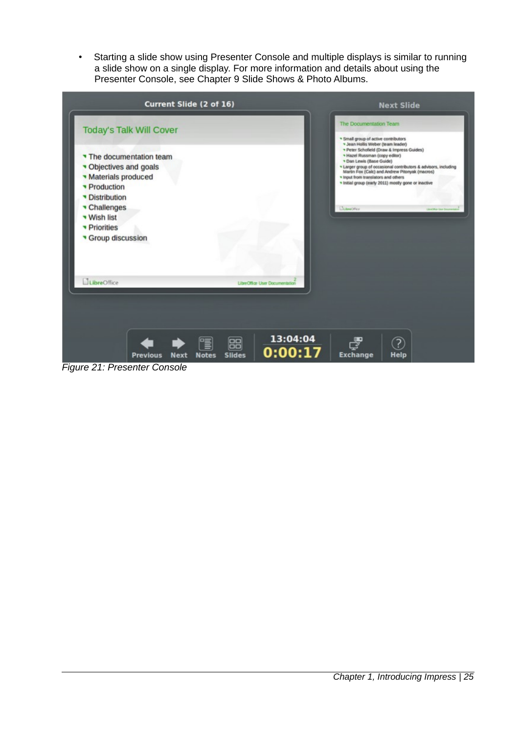- Starting a slide show using Presenter Console and multiple displays is similar to running a slide show on a single display. For more information and details about using the Presenter Console, see Chapter 9 Slide Shows & Photo Albums.

*Figure 21: Presenter Console*